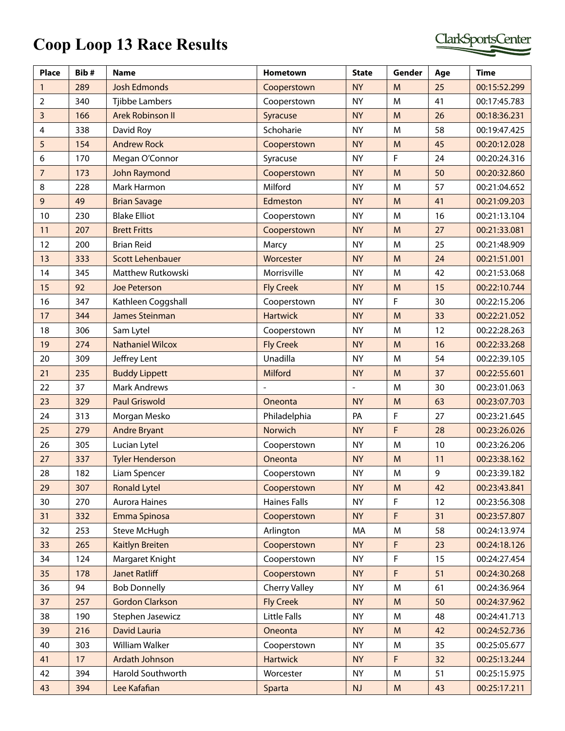# Coop Loop 13 Race Results

ClarkSportsCenter

| Place | Bib # | Name | Hometown | State | Gender | Age | Time |
|---|---|---|---|---|---|---|---|
| 1 | 289 | Josh Edmonds | Cooperstown | NY | M | 25 | 00:15:52.299 |
| 2 | 340 | Tjibbe Lambers | Cooperstown | NY | M | 41 | 00:17:45.783 |
| 3 | 166 | Arek Robinson II | Syracuse | NY | M | 26 | 00:18:36.231 |
| 4 | 338 | David Roy | Schoharie | NY | M | 58 | 00:19:47.425 |
| 5 | 154 | Andrew Rock | Cooperstown | NY | M | 45 | 00:20:12.028 |
| 6 | 170 | Megan O'Connor | Syracuse | NY | F | 24 | 00:20:24.316 |
| 7 | 173 | John Raymond | Cooperstown | NY | M | 50 | 00:20:32.860 |
| 8 | 228 | Mark Harmon | Milford | NY | M | 57 | 00:21:04.652 |
| 9 | 49 | Brian Savage | Edmeston | NY | M | 41 | 00:21:09.203 |
| 10 | 230 | Blake Elliot | Cooperstown | NY | M | 16 | 00:21:13.104 |
| 11 | 207 | Brett Fritts | Cooperstown | NY | M | 27 | 00:21:33.081 |
| 12 | 200 | Brian Reid | Marcy | NY | M | 25 | 00:21:48.909 |
| 13 | 333 | Scott Lehenbauer | Worcester | NY | M | 24 | 00:21:51.001 |
| 14 | 345 | Matthew Rutkowski | Morrisville | NY | M | 42 | 00:21:53.068 |
| 15 | 92 | Joe Peterson | Fly Creek | NY | M | 15 | 00:22:10.744 |
| 16 | 347 | Kathleen Coggshall | Cooperstown | NY | F | 30 | 00:22:15.206 |
| 17 | 344 | James Steinman | Hartwick | NY | M | 33 | 00:22:21.052 |
| 18 | 306 | Sam Lytel | Cooperstown | NY | M | 12 | 00:22:28.263 |
| 19 | 274 | Nathaniel Wilcox | Fly Creek | NY | M | 16 | 00:22:33.268 |
| 20 | 309 | Jeffrey Lent | Unadilla | NY | M | 54 | 00:22:39.105 |
| 21 | 235 | Buddy Lippett | Milford | NY | M | 37 | 00:22:55.601 |
| 22 | 37 | Mark Andrews | - | - | M | 30 | 00:23:01.063 |
| 23 | 329 | Paul Griswold | Oneonta | NY | M | 63 | 00:23:07.703 |
| 24 | 313 | Morgan Mesko | Philadelphia | PA | F | 27 | 00:23:21.645 |
| 25 | 279 | Andre Bryant | Norwich | NY | F | 28 | 00:23:26.026 |
| 26 | 305 | Lucian Lytel | Cooperstown | NY | M | 10 | 00:23:26.206 |
| 27 | 337 | Tyler Henderson | Oneonta | NY | M | 11 | 00:23:38.162 |
| 28 | 182 | Liam Spencer | Cooperstown | NY | M | 9 | 00:23:39.182 |
| 29 | 307 | Ronald Lytel | Cooperstown | NY | M | 42 | 00:23:43.841 |
| 30 | 270 | Aurora Haines | Haines Falls | NY | F | 12 | 00:23:56.308 |
| 31 | 332 | Emma Spinosa | Cooperstown | NY | F | 31 | 00:23:57.807 |
| 32 | 253 | Steve McHugh | Arlington | MA | M | 58 | 00:24:13.974 |
| 33 | 265 | Kaitlyn Breiten | Cooperstown | NY | F | 23 | 00:24:18.126 |
| 34 | 124 | Margaret Knight | Cooperstown | NY | F | 15 | 00:24:27.454 |
| 35 | 178 | Janet Ratliff | Cooperstown | NY | F | 51 | 00:24:30.268 |
| 36 | 94 | Bob Donnelly | Cherry Valley | NY | M | 61 | 00:24:36.964 |
| 37 | 257 | Gordon Clarkson | Fly Creek | NY | M | 50 | 00:24:37.962 |
| 38 | 190 | Stephen Jasewicz | Little Falls | NY | M | 48 | 00:24:41.713 |
| 39 | 216 | David Lauria | Oneonta | NY | M | 42 | 00:24:52.736 |
| 40 | 303 | William Walker | Cooperstown | NY | M | 35 | 00:25:05.677 |
| 41 | 17 | Ardath Johnson | Hartwick | NY | F | 32 | 00:25:13.244 |
| 42 | 394 | Harold Southworth | Worcester | NY | M | 51 | 00:25:15.975 |
| 43 | 394 | Lee Kafafian | Sparta | NJ | M | 43 | 00:25:17.211 |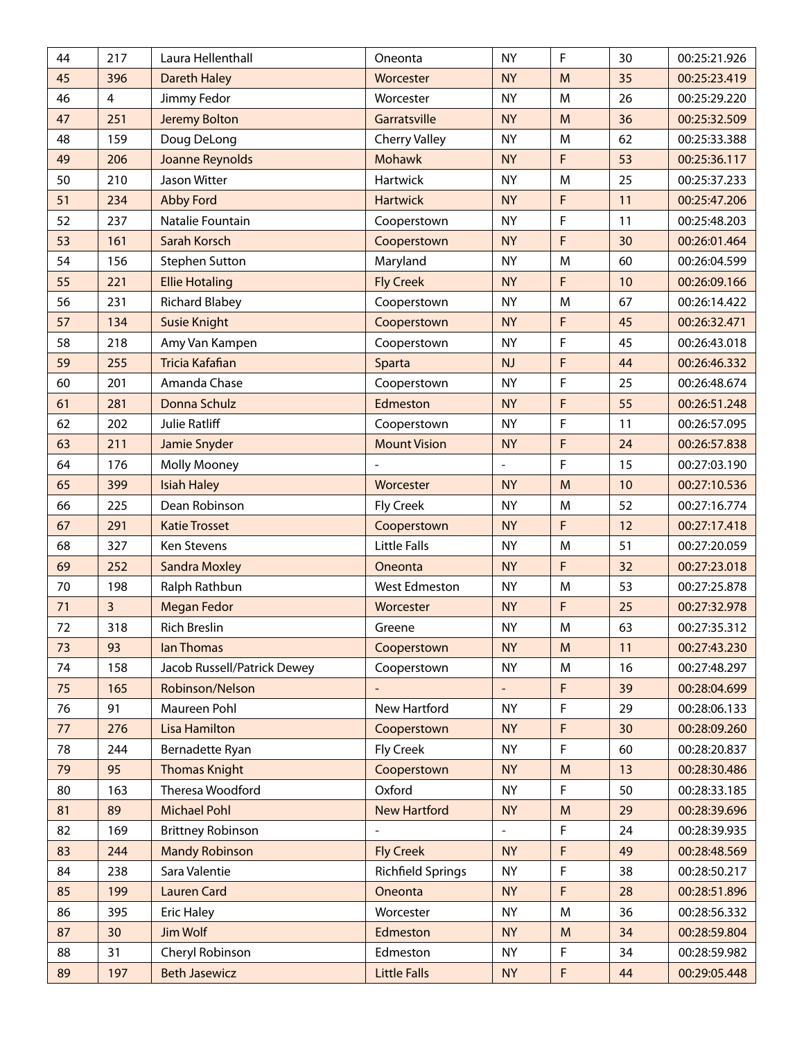| | | | | | | | |
|---|---|---|---|---|---|---|---|
| 44 | 217 | Laura Hellenthall | Oneonta | NY | F | 30 | 00:25:21.926 |
| 45 | 396 | Dareth Haley | Worcester | NY | M | 35 | 00:25:23.419 |
| 46 | 4 | Jimmy Fedor | Worcester | NY | M | 26 | 00:25:29.220 |
| 47 | 251 | Jeremy Bolton | Garratsville | NY | M | 36 | 00:25:32.509 |
| 48 | 159 | Doug DeLong | Cherry Valley | NY | M | 62 | 00:25:33.388 |
| 49 | 206 | Joanne Reynolds | Mohawk | NY | F | 53 | 00:25:36.117 |
| 50 | 210 | Jason Witter | Hartwick | NY | M | 25 | 00:25:37.233 |
| 51 | 234 | Abby Ford | Hartwick | NY | F | 11 | 00:25:47.206 |
| 52 | 237 | Natalie Fountain | Cooperstown | NY | F | 11 | 00:25:48.203 |
| 53 | 161 | Sarah Korsch | Cooperstown | NY | F | 30 | 00:26:01.464 |
| 54 | 156 | Stephen Sutton | Maryland | NY | M | 60 | 00:26:04.599 |
| 55 | 221 | Ellie Hotaling | Fly Creek | NY | F | 10 | 00:26:09.166 |
| 56 | 231 | Richard Blabey | Cooperstown | NY | M | 67 | 00:26:14.422 |
| 57 | 134 | Susie Knight | Cooperstown | NY | F | 45 | 00:26:32.471 |
| 58 | 218 | Amy Van Kampen | Cooperstown | NY | F | 45 | 00:26:43.018 |
| 59 | 255 | Tricia Kafafian | Sparta | NJ | F | 44 | 00:26:46.332 |
| 60 | 201 | Amanda Chase | Cooperstown | NY | F | 25 | 00:26:48.674 |
| 61 | 281 | Donna Schulz | Edmeston | NY | F | 55 | 00:26:51.248 |
| 62 | 202 | Julie Ratliff | Cooperstown | NY | F | 11 | 00:26:57.095 |
| 63 | 211 | Jamie Snyder | Mount Vision | NY | F | 24 | 00:26:57.838 |
| 64 | 176 | Molly Mooney | - | - | F | 15 | 00:27:03.190 |
| 65 | 399 | Isiah Haley | Worcester | NY | M | 10 | 00:27:10.536 |
| 66 | 225 | Dean Robinson | Fly Creek | NY | M | 52 | 00:27:16.774 |
| 67 | 291 | Katie Trosset | Cooperstown | NY | F | 12 | 00:27:17.418 |
| 68 | 327 | Ken Stevens | Little Falls | NY | M | 51 | 00:27:20.059 |
| 69 | 252 | Sandra Moxley | Oneonta | NY | F | 32 | 00:27:23.018 |
| 70 | 198 | Ralph Rathbun | West Edmeston | NY | M | 53 | 00:27:25.878 |
| 71 | 3 | Megan Fedor | Worcester | NY | F | 25 | 00:27:32.978 |
| 72 | 318 | Rich Breslin | Greene | NY | M | 63 | 00:27:35.312 |
| 73 | 93 | Ian Thomas | Cooperstown | NY | M | 11 | 00:27:43.230 |
| 74 | 158 | Jacob Russell/Patrick Dewey | Cooperstown | NY | M | 16 | 00:27:48.297 |
| 75 | 165 | Robinson/Nelson | - | - | F | 39 | 00:28:04.699 |
| 76 | 91 | Maureen Pohl | New Hartford | NY | F | 29 | 00:28:06.133 |
| 77 | 276 | Lisa Hamilton | Cooperstown | NY | F | 30 | 00:28:09.260 |
| 78 | 244 | Bernadette Ryan | Fly Creek | NY | F | 60 | 00:28:20.837 |
| 79 | 95 | Thomas Knight | Cooperstown | NY | M | 13 | 00:28:30.486 |
| 80 | 163 | Theresa Woodford | Oxford | NY | F | 50 | 00:28:33.185 |
| 81 | 89 | Michael Pohl | New Hartford | NY | M | 29 | 00:28:39.696 |
| 82 | 169 | Brittney Robinson | - | - | F | 24 | 00:28:39.935 |
| 83 | 244 | Mandy Robinson | Fly Creek | NY | F | 49 | 00:28:48.569 |
| 84 | 238 | Sara Valentie | Richfield Springs | NY | F | 38 | 00:28:50.217 |
| 85 | 199 | Lauren Card | Oneonta | NY | F | 28 | 00:28:51.896 |
| 86 | 395 | Eric Haley | Worcester | NY | M | 36 | 00:28:56.332 |
| 87 | 30 | Jim Wolf | Edmeston | NY | M | 34 | 00:28:59.804 |
| 88 | 31 | Cheryl Robinson | Edmeston | NY | F | 34 | 00:28:59.982 |
| 89 | 197 | Beth Jasewicz | Little Falls | NY | F | 44 | 00:29:05.448 |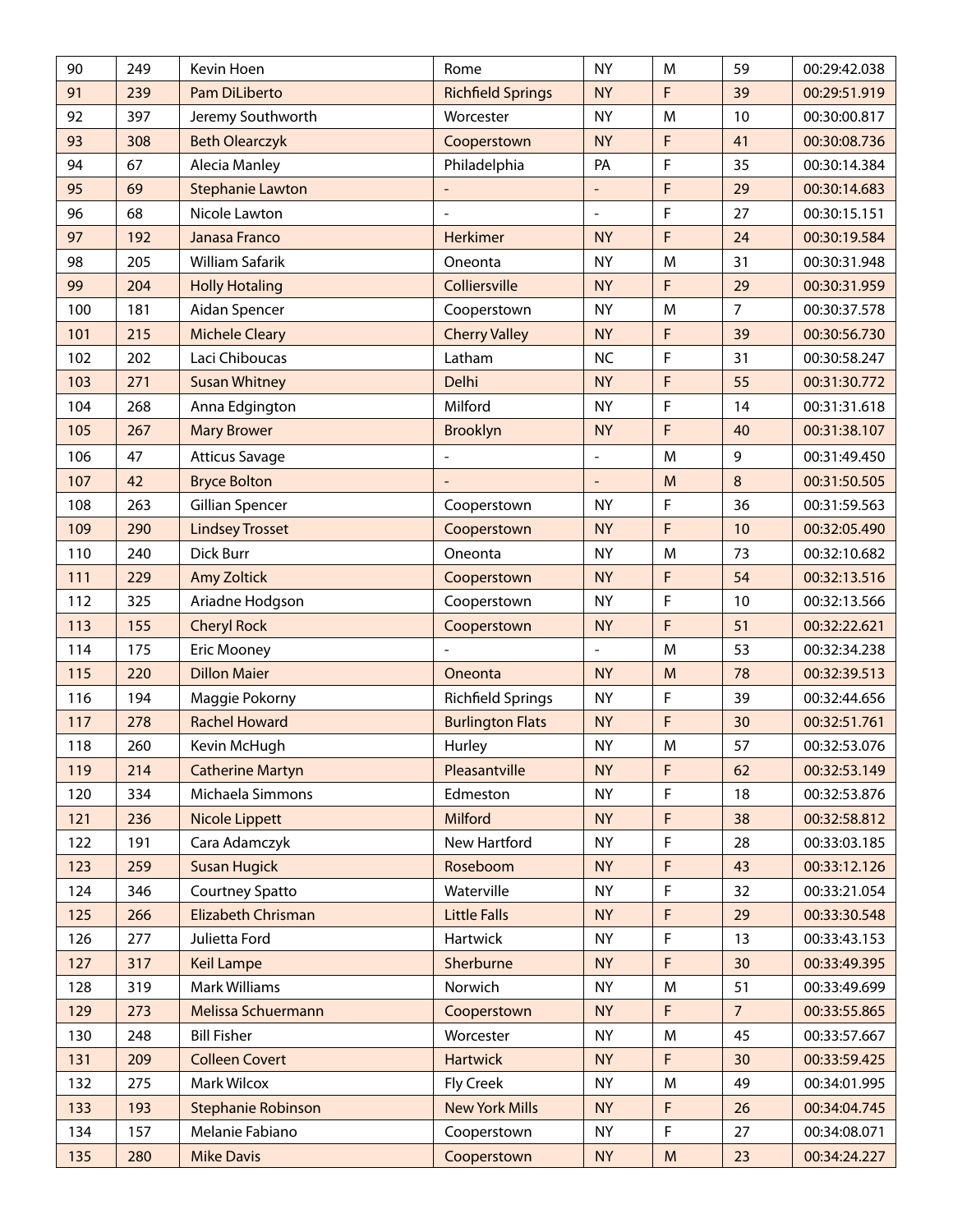| | | | | | | | |
|---|---|---|---|---|---|---|---|
| 90 | 249 | Kevin Hoen | Rome | NY | M | 59 | 00:29:42.038 |
| 91 | 239 | Pam DiLiberto | Richfield Springs | NY | F | 39 | 00:29:51.919 |
| 92 | 397 | Jeremy Southworth | Worcester | NY | M | 10 | 00:30:00.817 |
| 93 | 308 | Beth Olearczyk | Cooperstown | NY | F | 41 | 00:30:08.736 |
| 94 | 67 | Alecia Manley | Philadelphia | PA | F | 35 | 00:30:14.384 |
| 95 | 69 | Stephanie Lawton | - | - | F | 29 | 00:30:14.683 |
| 96 | 68 | Nicole Lawton | - | - | F | 27 | 00:30:15.151 |
| 97 | 192 | Janasa Franco | Herkimer | NY | F | 24 | 00:30:19.584 |
| 98 | 205 | William Safarik | Oneonta | NY | M | 31 | 00:30:31.948 |
| 99 | 204 | Holly Hotaling | Colliersville | NY | F | 29 | 00:30:31.959 |
| 100 | 181 | Aidan Spencer | Cooperstown | NY | M | 7 | 00:30:37.578 |
| 101 | 215 | Michele Cleary | Cherry Valley | NY | F | 39 | 00:30:56.730 |
| 102 | 202 | Laci Chiboucas | Latham | NC | F | 31 | 00:30:58.247 |
| 103 | 271 | Susan Whitney | Delhi | NY | F | 55 | 00:31:30.772 |
| 104 | 268 | Anna Edgington | Milford | NY | F | 14 | 00:31:31.618 |
| 105 | 267 | Mary Brower | Brooklyn | NY | F | 40 | 00:31:38.107 |
| 106 | 47 | Atticus Savage | - | - | M | 9 | 00:31:49.450 |
| 107 | 42 | Bryce Bolton | - | - | M | 8 | 00:31:50.505 |
| 108 | 263 | Gillian Spencer | Cooperstown | NY | F | 36 | 00:31:59.563 |
| 109 | 290 | Lindsey Trosset | Cooperstown | NY | F | 10 | 00:32:05.490 |
| 110 | 240 | Dick Burr | Oneonta | NY | M | 73 | 00:32:10.682 |
| 111 | 229 | Amy Zoltick | Cooperstown | NY | F | 54 | 00:32:13.516 |
| 112 | 325 | Ariadne Hodgson | Cooperstown | NY | F | 10 | 00:32:13.566 |
| 113 | 155 | Cheryl Rock | Cooperstown | NY | F | 51 | 00:32:22.621 |
| 114 | 175 | Eric Mooney | - | - | M | 53 | 00:32:34.238 |
| 115 | 220 | Dillon Maier | Oneonta | NY | M | 78 | 00:32:39.513 |
| 116 | 194 | Maggie Pokorny | Richfield Springs | NY | F | 39 | 00:32:44.656 |
| 117 | 278 | Rachel Howard | Burlington Flats | NY | F | 30 | 00:32:51.761 |
| 118 | 260 | Kevin McHugh | Hurley | NY | M | 57 | 00:32:53.076 |
| 119 | 214 | Catherine Martyn | Pleasantville | NY | F | 62 | 00:32:53.149 |
| 120 | 334 | Michaela Simmons | Edmeston | NY | F | 18 | 00:32:53.876 |
| 121 | 236 | Nicole Lippett | Milford | NY | F | 38 | 00:32:58.812 |
| 122 | 191 | Cara Adamczyk | New Hartford | NY | F | 28 | 00:33:03.185 |
| 123 | 259 | Susan Hugick | Roseboom | NY | F | 43 | 00:33:12.126 |
| 124 | 346 | Courtney Spatto | Waterville | NY | F | 32 | 00:33:21.054 |
| 125 | 266 | Elizabeth Chrisman | Little Falls | NY | F | 29 | 00:33:30.548 |
| 126 | 277 | Julietta Ford | Hartwick | NY | F | 13 | 00:33:43.153 |
| 127 | 317 | Keil Lampe | Sherburne | NY | F | 30 | 00:33:49.395 |
| 128 | 319 | Mark Williams | Norwich | NY | M | 51 | 00:33:49.699 |
| 129 | 273 | Melissa Schuermann | Cooperstown | NY | F | 7 | 00:33:55.865 |
| 130 | 248 | Bill Fisher | Worcester | NY | M | 45 | 00:33:57.667 |
| 131 | 209 | Colleen Covert | Hartwick | NY | F | 30 | 00:33:59.425 |
| 132 | 275 | Mark Wilcox | Fly Creek | NY | M | 49 | 00:34:01.995 |
| 133 | 193 | Stephanie Robinson | New York Mills | NY | F | 26 | 00:34:04.745 |
| 134 | 157 | Melanie Fabiano | Cooperstown | NY | F | 27 | 00:34:08.071 |
| 135 | 280 | Mike Davis | Cooperstown | NY | M | 23 | 00:34:24.227 |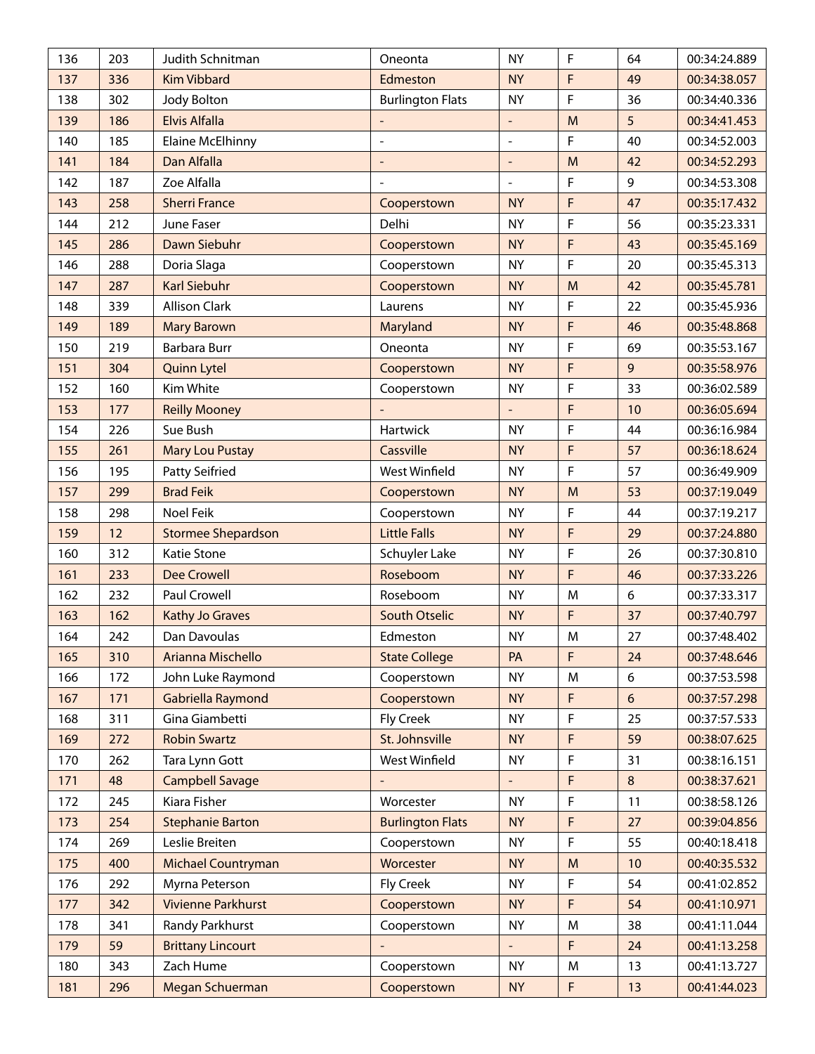| | | | | | | | |
|---|---|---|---|---|---|---|---|
| 136 | 203 | Judith Schnitman | Oneonta | NY | F | 64 | 00:34:24.889 |
| 137 | 336 | Kim Vibbard | Edmeston | NY | F | 49 | 00:34:38.057 |
| 138 | 302 | Jody Bolton | Burlington Flats | NY | F | 36 | 00:34:40.336 |
| 139 | 186 | Elvis Alfalla | - | - | M | 5 | 00:34:41.453 |
| 140 | 185 | Elaine McElhinny | - | - | F | 40 | 00:34:52.003 |
| 141 | 184 | Dan Alfalla | - | - | M | 42 | 00:34:52.293 |
| 142 | 187 | Zoe Alfalla | - | - | F | 9 | 00:34:53.308 |
| 143 | 258 | Sherri France | Cooperstown | NY | F | 47 | 00:35:17.432 |
| 144 | 212 | June Faser | Delhi | NY | F | 56 | 00:35:23.331 |
| 145 | 286 | Dawn Siebuhr | Cooperstown | NY | F | 43 | 00:35:45.169 |
| 146 | 288 | Doria Slaga | Cooperstown | NY | F | 20 | 00:35:45.313 |
| 147 | 287 | Karl Siebuhr | Cooperstown | NY | M | 42 | 00:35:45.781 |
| 148 | 339 | Allison Clark | Laurens | NY | F | 22 | 00:35:45.936 |
| 149 | 189 | Mary Barown | Maryland | NY | F | 46 | 00:35:48.868 |
| 150 | 219 | Barbara Burr | Oneonta | NY | F | 69 | 00:35:53.167 |
| 151 | 304 | Quinn Lytel | Cooperstown | NY | F | 9 | 00:35:58.976 |
| 152 | 160 | Kim White | Cooperstown | NY | F | 33 | 00:36:02.589 |
| 153 | 177 | Reilly Mooney | - | - | F | 10 | 00:36:05.694 |
| 154 | 226 | Sue Bush | Hartwick | NY | F | 44 | 00:36:16.984 |
| 155 | 261 | Mary Lou Pustay | Cassville | NY | F | 57 | 00:36:18.624 |
| 156 | 195 | Patty Seifried | West Winfield | NY | F | 57 | 00:36:49.909 |
| 157 | 299 | Brad Feik | Cooperstown | NY | M | 53 | 00:37:19.049 |
| 158 | 298 | Noel Feik | Cooperstown | NY | F | 44 | 00:37:19.217 |
| 159 | 12 | Stormee Shepardson | Little Falls | NY | F | 29 | 00:37:24.880 |
| 160 | 312 | Katie Stone | Schuyler Lake | NY | F | 26 | 00:37:30.810 |
| 161 | 233 | Dee Crowell | Roseboom | NY | F | 46 | 00:37:33.226 |
| 162 | 232 | Paul Crowell | Roseboom | NY | M | 6 | 00:37:33.317 |
| 163 | 162 | Kathy Jo Graves | South Otselic | NY | F | 37 | 00:37:40.797 |
| 164 | 242 | Dan Davoulas | Edmeston | NY | M | 27 | 00:37:48.402 |
| 165 | 310 | Arianna Mischello | State College | PA | F | 24 | 00:37:48.646 |
| 166 | 172 | John Luke Raymond | Cooperstown | NY | M | 6 | 00:37:53.598 |
| 167 | 171 | Gabriella Raymond | Cooperstown | NY | F | 6 | 00:37:57.298 |
| 168 | 311 | Gina Giambetti | Fly Creek | NY | F | 25 | 00:37:57.533 |
| 169 | 272 | Robin Swartz | St. Johnsville | NY | F | 59 | 00:38:07.625 |
| 170 | 262 | Tara Lynn Gott | West Winfield | NY | F | 31 | 00:38:16.151 |
| 171 | 48 | Campbell Savage | - | - | F | 8 | 00:38:37.621 |
| 172 | 245 | Kiara Fisher | Worcester | NY | F | 11 | 00:38:58.126 |
| 173 | 254 | Stephanie Barton | Burlington Flats | NY | F | 27 | 00:39:04.856 |
| 174 | 269 | Leslie Breiten | Cooperstown | NY | F | 55 | 00:40:18.418 |
| 175 | 400 | Michael Countryman | Worcester | NY | M | 10 | 00:40:35.532 |
| 176 | 292 | Myrna Peterson | Fly Creek | NY | F | 54 | 00:41:02.852 |
| 177 | 342 | Vivienne Parkhurst | Cooperstown | NY | F | 54 | 00:41:10.971 |
| 178 | 341 | Randy Parkhurst | Cooperstown | NY | M | 38 | 00:41:11.044 |
| 179 | 59 | Brittany Lincourt | - | - | F | 24 | 00:41:13.258 |
| 180 | 343 | Zach Hume | Cooperstown | NY | M | 13 | 00:41:13.727 |
| 181 | 296 | Megan Schuerman | Cooperstown | NY | F | 13 | 00:41:44.023 |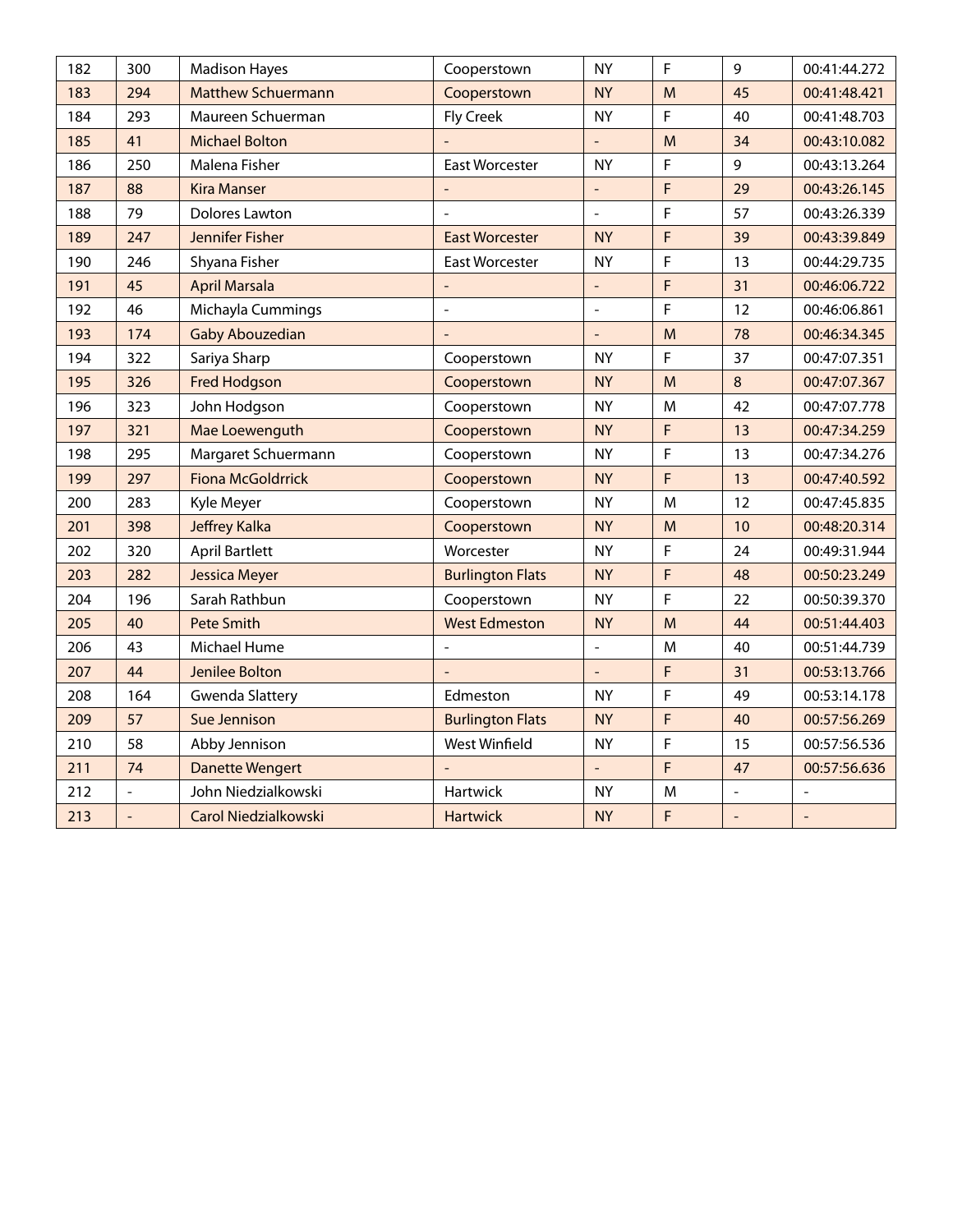| | | | | | | | |
|---|---|---|---|---|---|---|---|
| 182 | 300 | Madison Hayes | Cooperstown | NY | F | 9 | 00:41:44.272 |
| 183 | 294 | Matthew Schuermann | Cooperstown | NY | M | 45 | 00:41:48.421 |
| 184 | 293 | Maureen Schuerman | Fly Creek | NY | F | 40 | 00:41:48.703 |
| 185 | 41 | Michael Bolton | - | - | M | 34 | 00:43:10.082 |
| 186 | 250 | Malena Fisher | East Worcester | NY | F | 9 | 00:43:13.264 |
| 187 | 88 | Kira Manser | - | - | F | 29 | 00:43:26.145 |
| 188 | 79 | Dolores Lawton | - | - | F | 57 | 00:43:26.339 |
| 189 | 247 | Jennifer Fisher | East Worcester | NY | F | 39 | 00:43:39.849 |
| 190 | 246 | Shyana Fisher | East Worcester | NY | F | 13 | 00:44:29.735 |
| 191 | 45 | April Marsala | - | - | F | 31 | 00:46:06.722 |
| 192 | 46 | Michayla Cummings | - | - | F | 12 | 00:46:06.861 |
| 193 | 174 | Gaby Abouzedian | - | - | M | 78 | 00:46:34.345 |
| 194 | 322 | Sariya Sharp | Cooperstown | NY | F | 37 | 00:47:07.351 |
| 195 | 326 | Fred Hodgson | Cooperstown | NY | M | 8 | 00:47:07.367 |
| 196 | 323 | John Hodgson | Cooperstown | NY | M | 42 | 00:47:07.778 |
| 197 | 321 | Mae Loewenguth | Cooperstown | NY | F | 13 | 00:47:34.259 |
| 198 | 295 | Margaret Schuermann | Cooperstown | NY | F | 13 | 00:47:34.276 |
| 199 | 297 | Fiona McGoldrrick | Cooperstown | NY | F | 13 | 00:47:40.592 |
| 200 | 283 | Kyle Meyer | Cooperstown | NY | M | 12 | 00:47:45.835 |
| 201 | 398 | Jeffrey Kalka | Cooperstown | NY | M | 10 | 00:48:20.314 |
| 202 | 320 | April Bartlett | Worcester | NY | F | 24 | 00:49:31.944 |
| 203 | 282 | Jessica Meyer | Burlington Flats | NY | F | 48 | 00:50:23.249 |
| 204 | 196 | Sarah Rathbun | Cooperstown | NY | F | 22 | 00:50:39.370 |
| 205 | 40 | Pete Smith | West Edmeston | NY | M | 44 | 00:51:44.403 |
| 206 | 43 | Michael Hume | - | - | M | 40 | 00:51:44.739 |
| 207 | 44 | Jenilee Bolton | - | - | F | 31 | 00:53:13.766 |
| 208 | 164 | Gwenda Slattery | Edmeston | NY | F | 49 | 00:53:14.178 |
| 209 | 57 | Sue Jennison | Burlington Flats | NY | F | 40 | 00:57:56.269 |
| 210 | 58 | Abby Jennison | West Winfield | NY | F | 15 | 00:57:56.536 |
| 211 | 74 | Danette Wengert | - | - | F | 47 | 00:57:56.636 |
| 212 | - | John Niedzialkowski | Hartwick | NY | M | - | - |
| 213 | - | Carol Niedzialkowski | Hartwick | NY | F | - | - |